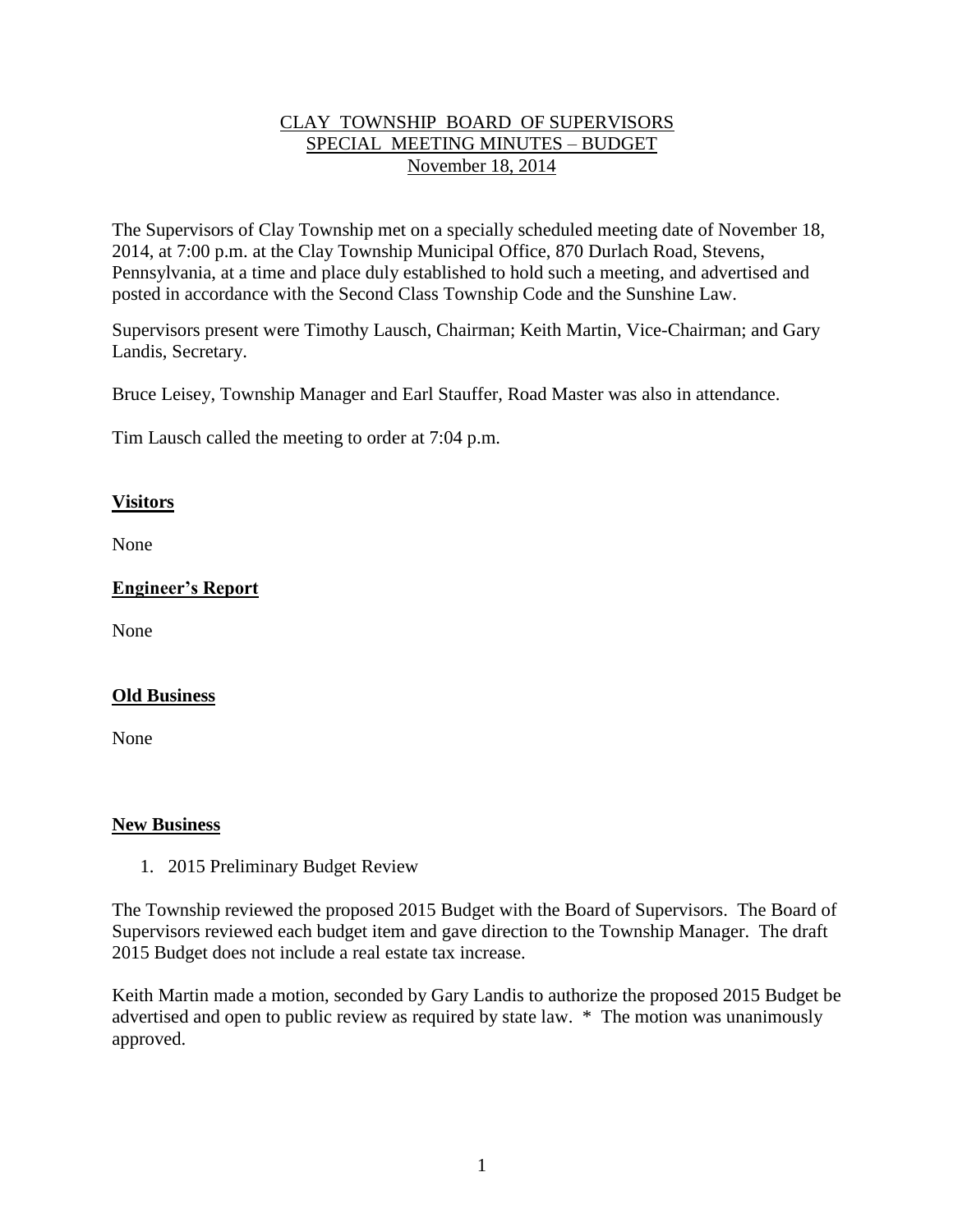# CLAY TOWNSHIP BOARD OF SUPERVISORS
## SPECIAL MEETING MINUTES – BUDGET
### November 18, 2014

The Supervisors of Clay Township met on a specially scheduled meeting date of November 18, 2014, at 7:00 p.m. at the Clay Township Municipal Office, 870 Durlach Road, Stevens, Pennsylvania, at a time and place duly established to hold such a meeting, and advertised and posted in accordance with the Second Class Township Code and the Sunshine Law.

Supervisors present were Timothy Lausch, Chairman; Keith Martin, Vice-Chairman; and Gary Landis, Secretary.

Bruce Leisey, Township Manager and Earl Stauffer, Road Master was also in attendance.

Tim Lausch called the meeting to order at 7:04 p.m.

**Visitors**

None

**Engineer's Report**

None

**Old Business**

None

**New Business**

1. 2015 Preliminary Budget Review

The Township reviewed the proposed 2015 Budget with the Board of Supervisors. The Board of Supervisors reviewed each budget item and gave direction to the Township Manager. The draft 2015 Budget does not include a real estate tax increase.

Keith Martin made a motion, seconded by Gary Landis to authorize the proposed 2015 Budget be advertised and open to public review as required by state law. * The motion was unanimously approved.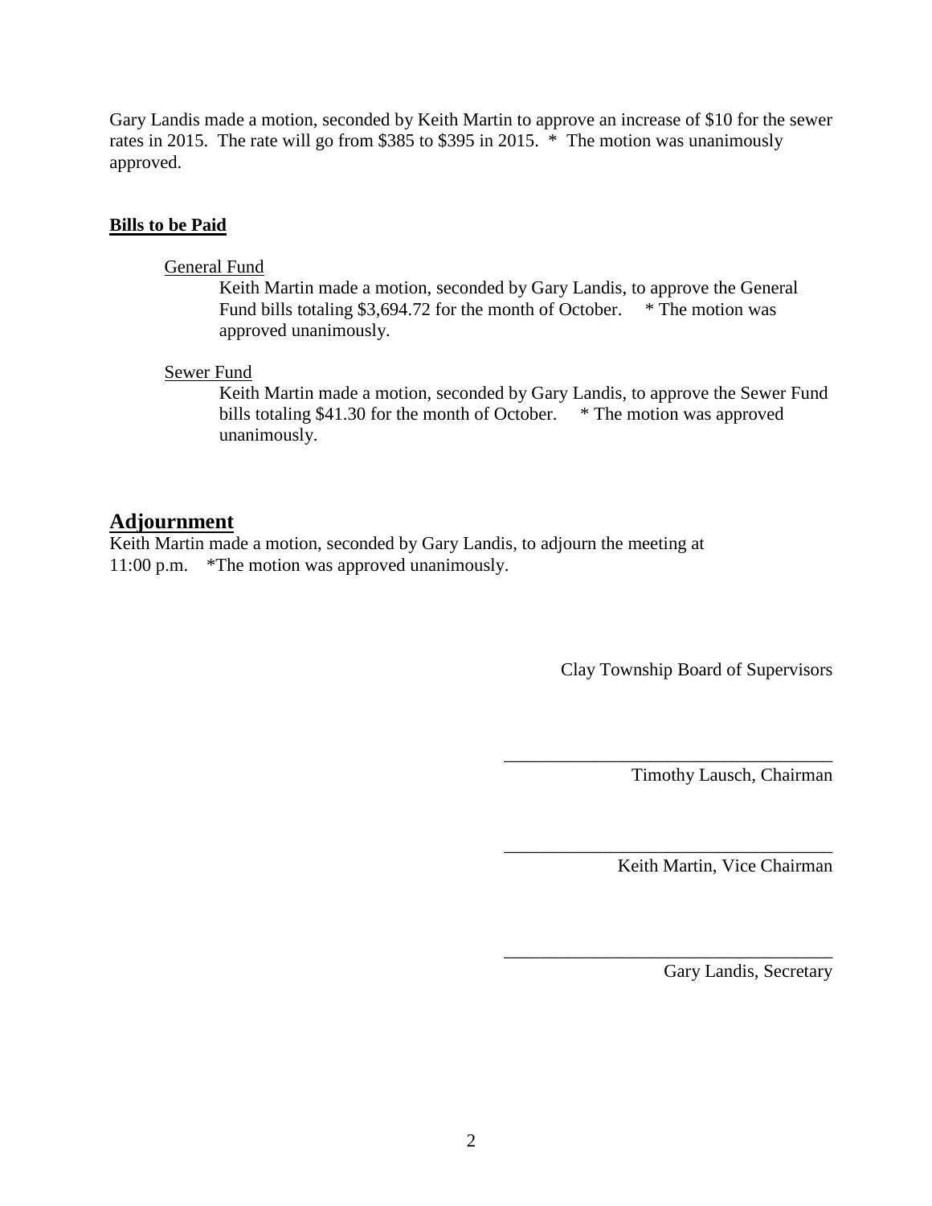Gary Landis made a motion, seconded by Keith Martin to approve an increase of $10 for the sewer rates in 2015. The rate will go from $385 to $395 in 2015. * The motion was unanimously approved.

**Bills to be Paid**

General Fund

Keith Martin made a motion, seconded by Gary Landis, to approve the General Fund bills totaling $3,694.72 for the month of October. * The motion was approved unanimously.

Sewer Fund

Keith Martin made a motion, seconded by Gary Landis, to approve the Sewer Fund bills totaling $41.30 for the month of October. * The motion was approved unanimously.

## Adjournment

Keith Martin made a motion, seconded by Gary Landis, to adjourn the meeting at 11:00 p.m. *The motion was approved unanimously.

Clay Township Board of Supervisors

\_\_\_\_\_\_\_\_\_\_\_\_\_\_\_\_\_\_\_\_\_\_\_\_\_\_\_\_\_\_\_\_\_\_\_\_
Timothy Lausch, Chairman

\_\_\_\_\_\_\_\_\_\_\_\_\_\_\_\_\_\_\_\_\_\_\_\_\_\_\_\_\_\_\_\_\_\_\_\_
Keith Martin, Vice Chairman

\_\_\_\_\_\_\_\_\_\_\_\_\_\_\_\_\_\_\_\_\_\_\_\_\_\_\_\_\_\_\_\_\_\_\_\_
Gary Landis, Secretary